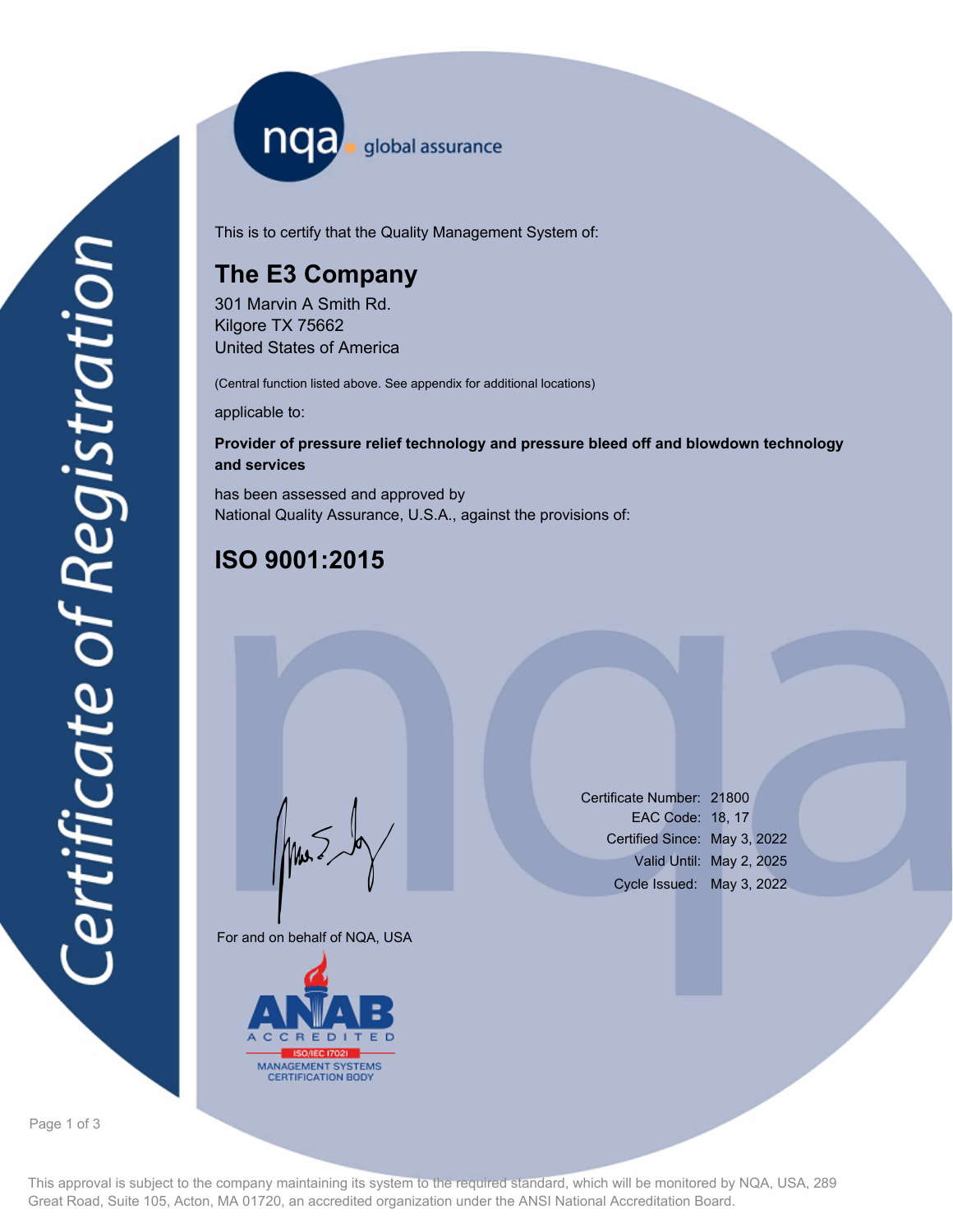nqa global assurance

# Certificate of Registration

This is to certify that the Quality Management System of:

## The E3 Company

301 Marvin A Smith Rd.
Kilgore TX 75662
United States of America

(Central function listed above. See appendix for additional locations)

applicable to:

**Provider of pressure relief technology and pressure bleed off and blowdown technology and services**

has been assessed and approved by
National Quality Assurance, U.S.A., against the provisions of:

## ISO 9001:2015

For and on behalf of NQA, USA

Certificate Number: 21800
EAC Code: 18, 17
Certified Since: May 3, 2022
Valid Until: May 2, 2025
Cycle Issued: May 3, 2022

ANAB ACCREDITED ISO/IEC 17021 MANAGEMENT SYSTEMS CERTIFICATION BODY

This approval is subject to the company maintaining its system to the required standard, which will be monitored by NQA, USA, 289 Great Road, Suite 105, Acton, MA 01720, an accredited organization under the ANSI National Accreditation Board.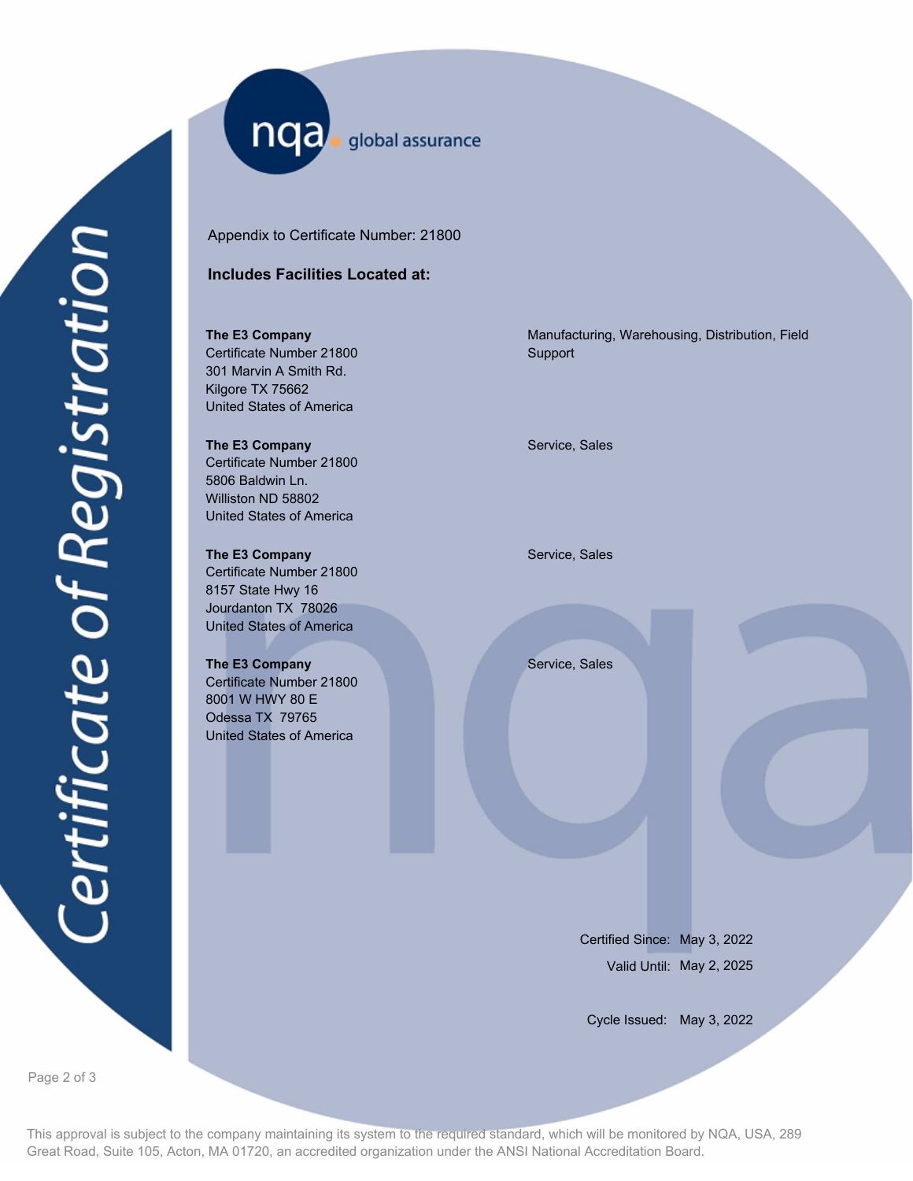Certificate of Registration

nqa global assurance

Appendix to Certificate Number: 21800

**Includes Facilities Located at:**

| Facility | Scope |
| --- | --- |
| **The E3 Company**<br>Certificate Number 21800<br>301 Marvin A Smith Rd.<br>Kilgore TX 75662<br>United States of America | Manufacturing, Warehousing, Distribution, Field Support |
| **The E3 Company**<br>Certificate Number 21800<br>5806 Baldwin Ln.<br>Williston ND 58802<br>United States of America | Service, Sales |
| **The E3 Company**<br>Certificate Number 21800<br>8157 State Hwy 16<br>Jourdanton TX 78026<br>United States of America | Service, Sales |
| **The E3 Company**<br>Certificate Number 21800<br>8001 W HWY 80 E<br>Odessa TX 79765<br>United States of America | Service, Sales |

Certified Since: May 3, 2022
Valid Until: May 2, 2025

Cycle Issued: May 3, 2022

This approval is subject to the company maintaining its system to the required standard, which will be monitored by NQA, USA, 289 Great Road, Suite 105, Acton, MA 01720, an accredited organization under the ANSI National Accreditation Board.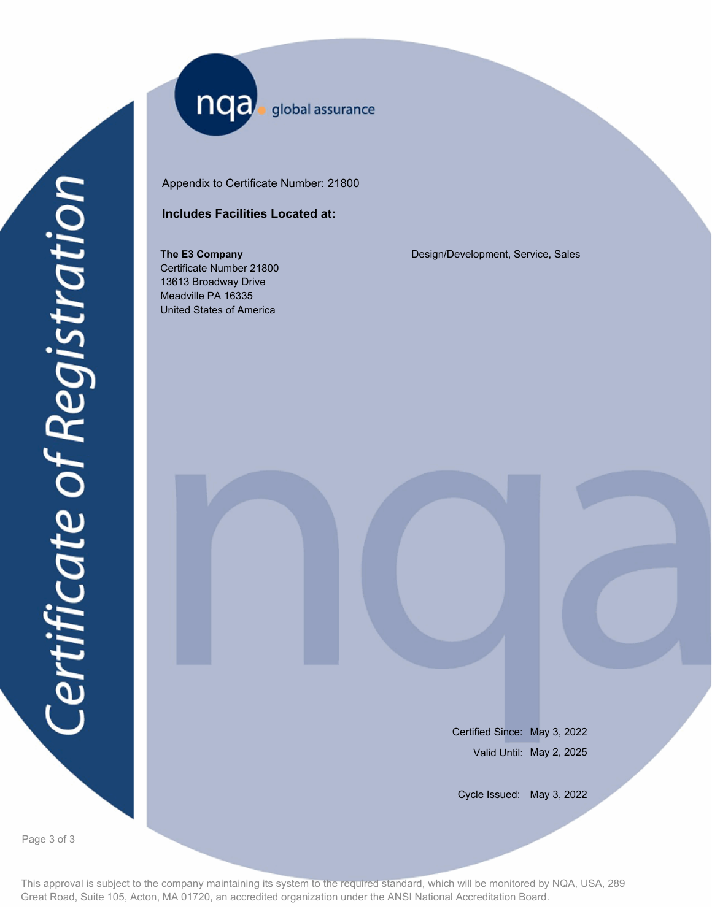nqa. global assurance

# Certificate of Registration

Appendix to Certificate Number: 21800

**Includes Facilities Located at:**

**The E3 Company**
Certificate Number 21800
13613 Broadway Drive
Meadville PA 16335
United States of America

Design/Development, Service, Sales

Certified Since: May 3, 2022
Valid Until: May 2, 2025

Cycle Issued: May 3, 2022

This approval is subject to the company maintaining its system to the required standard, which will be monitored by NQA, USA, 289 Great Road, Suite 105, Acton, MA 01720, an accredited organization under the ANSI National Accreditation Board.